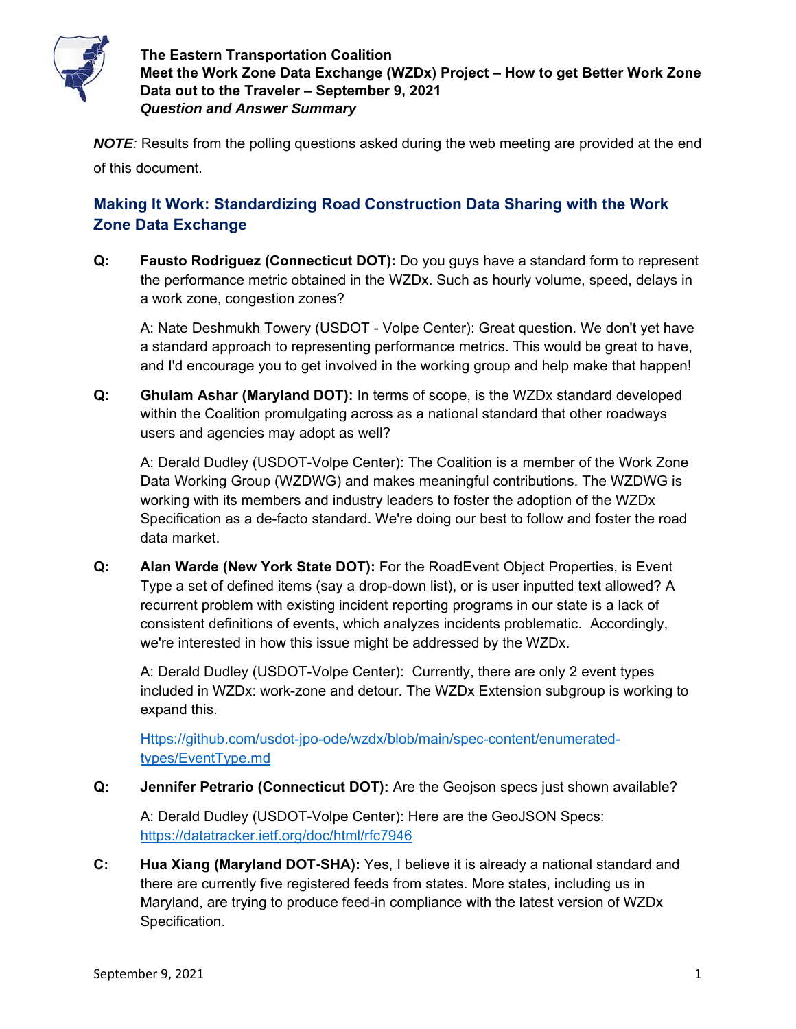**The Eastern Transportation Coalition**
**Meet the Work Zone Data Exchange (WZDx) Project – How to get Better Work Zone Data out to the Traveler – September 9, 2021**
***Question and Answer Summary***

***NOTE**:* Results from the polling questions asked during the web meeting are provided at the end of this document.

## Making It Work: Standardizing Road Construction Data Sharing with the Work Zone Data Exchange

**Q: Fausto Rodriguez (Connecticut DOT):** Do you guys have a standard form to represent the performance metric obtained in the WZDx. Such as hourly volume, speed, delays in a work zone, congestion zones?

A: Nate Deshmukh Towery (USDOT - Volpe Center): Great question. We don't yet have a standard approach to representing performance metrics. This would be great to have, and I'd encourage you to get involved in the working group and help make that happen!

**Q: Ghulam Ashar (Maryland DOT):** In terms of scope, is the WZDx standard developed within the Coalition promulgating across as a national standard that other roadways users and agencies may adopt as well?

A: Derald Dudley (USDOT-Volpe Center): The Coalition is a member of the Work Zone Data Working Group (WZDWG) and makes meaningful contributions. The WZDWG is working with its members and industry leaders to foster the adoption of the WZDx Specification as a de-facto standard. We're doing our best to follow and foster the road data market.

**Q: Alan Warde (New York State DOT):** For the RoadEvent Object Properties, is Event Type a set of defined items (say a drop-down list), or is user inputted text allowed? A recurrent problem with existing incident reporting programs in our state is a lack of consistent definitions of events, which analyzes incidents problematic. Accordingly, we're interested in how this issue might be addressed by the WZDx.

A: Derald Dudley (USDOT-Volpe Center): Currently, there are only 2 event types included in WZDx: work-zone and detour. The WZDx Extension subgroup is working to expand this.

Https://github.com/usdot-jpo-ode/wzdx/blob/main/spec-content/enumerated-types/EventType.md

**Q: Jennifer Petrario (Connecticut DOT):** Are the Geojson specs just shown available?

A: Derald Dudley (USDOT-Volpe Center): Here are the GeoJSON Specs: https://datatracker.ietf.org/doc/html/rfc7946

**C: Hua Xiang (Maryland DOT-SHA):** Yes, I believe it is already a national standard and there are currently five registered feeds from states. More states, including us in Maryland, are trying to produce feed-in compliance with the latest version of WZDx Specification.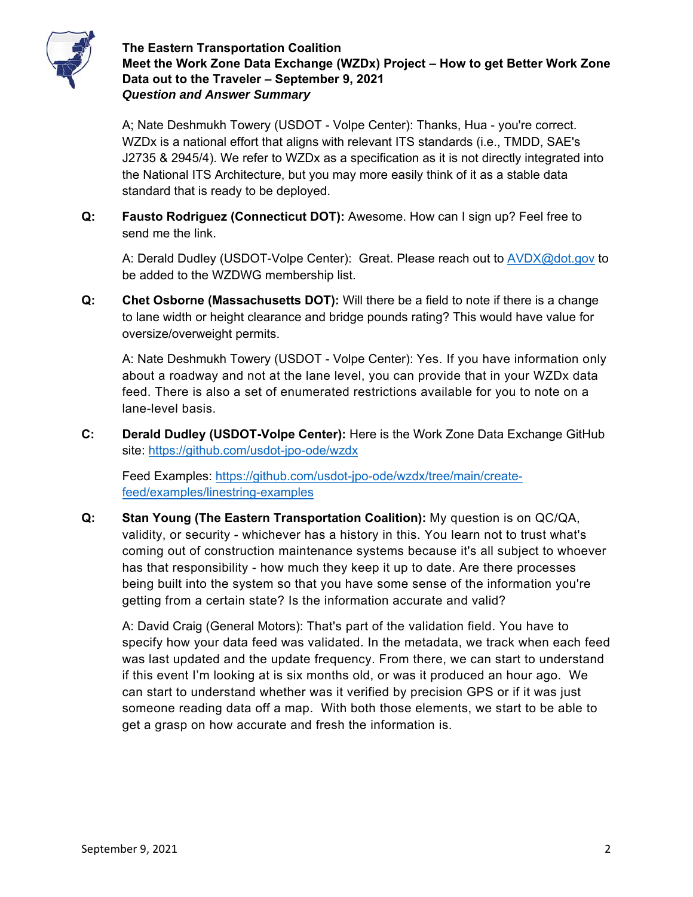A; Nate Deshmukh Towery (USDOT - Volpe Center): Thanks, Hua - you're correct. WZDx is a national effort that aligns with relevant ITS standards (i.e., TMDD, SAE's J2735 & 2945/4). We refer to WZDx as a specification as it is not directly integrated into the National ITS Architecture, but you may more easily think of it as a stable data standard that is ready to be deployed.

**Q:** **Fausto Rodriguez (Connecticut DOT):** Awesome. How can I sign up? Feel free to send me the link.

A: Derald Dudley (USDOT-Volpe Center): Great. Please reach out to AVDX@dot.gov to be added to the WZDWG membership list.

**Q:** **Chet Osborne (Massachusetts DOT):** Will there be a field to note if there is a change to lane width or height clearance and bridge pounds rating? This would have value for oversize/overweight permits.

A: Nate Deshmukh Towery (USDOT - Volpe Center): Yes. If you have information only about a roadway and not at the lane level, you can provide that in your WZDx data feed. There is also a set of enumerated restrictions available for you to note on a lane-level basis.

**C:** **Derald Dudley (USDOT-Volpe Center):** Here is the Work Zone Data Exchange GitHub site: https://github.com/usdot-jpo-ode/wzdx

Feed Examples: https://github.com/usdot-jpo-ode/wzdx/tree/main/create-feed/examples/linestring-examples

**Q:** **Stan Young (The Eastern Transportation Coalition):** My question is on QC/QA, validity, or security - whichever has a history in this. You learn not to trust what's coming out of construction maintenance systems because it's all subject to whoever has that responsibility - how much they keep it up to date. Are there processes being built into the system so that you have some sense of the information you're getting from a certain state? Is the information accurate and valid?

A: David Craig (General Motors): That's part of the validation field. You have to specify how your data feed was validated. In the metadata, we track when each feed was last updated and the update frequency. From there, we can start to understand if this event I'm looking at is six months old, or was it produced an hour ago. We can start to understand whether was it verified by precision GPS or if it was just someone reading data off a map. With both those elements, we start to be able to get a grasp on how accurate and fresh the information is.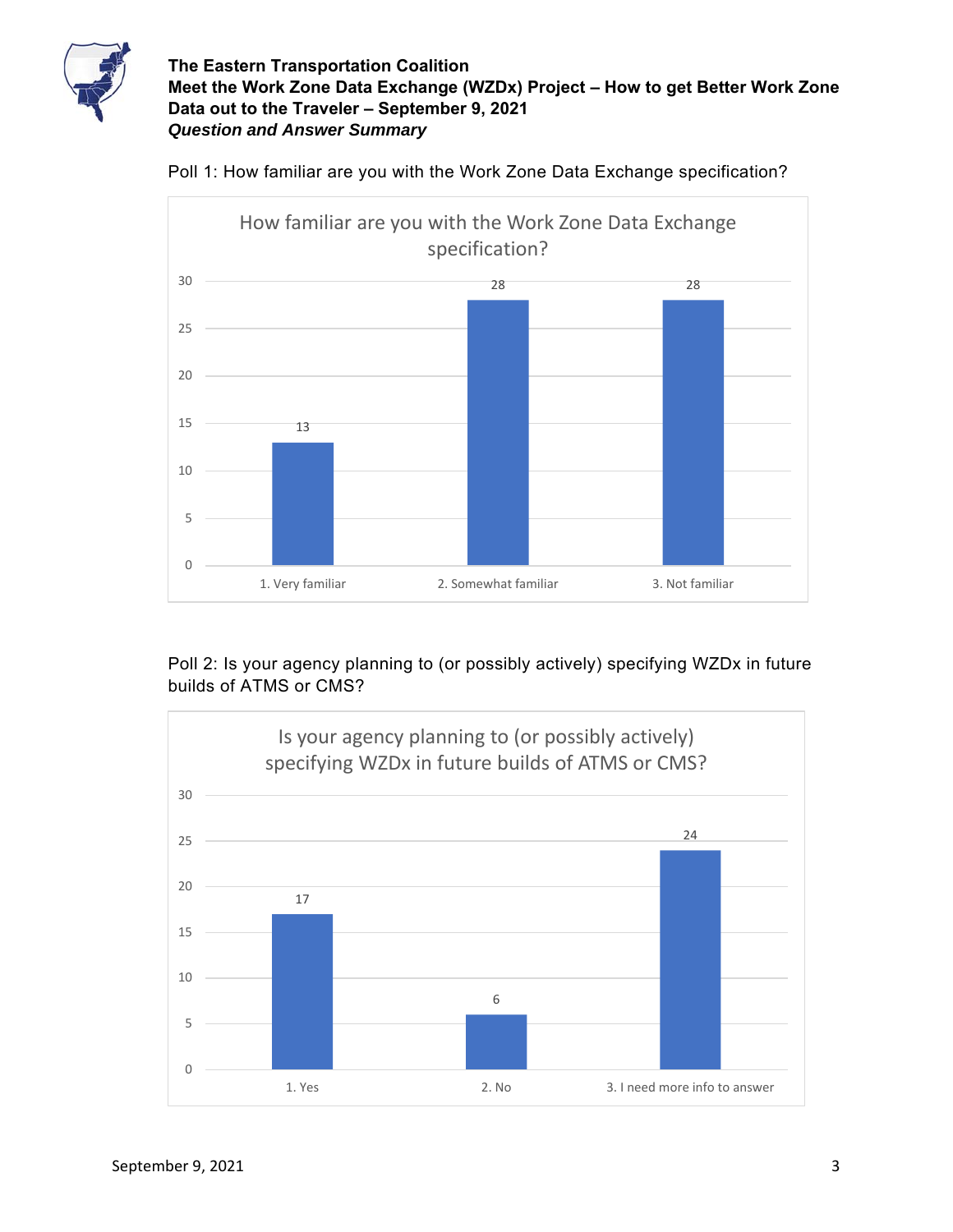**The Eastern Transportation Coalition**
**Meet the Work Zone Data Exchange (WZDx) Project – How to get Better Work Zone Data out to the Traveler – September 9, 2021**
***Question and Answer Summary***

Poll 1: How familiar are you with the Work Zone Data Exchange specification?

| How familiar are you with the Work Zone Data Exchange specification? | |
|---|---|
| 1. Very familiar | 13 |
| 2. Somewhat familiar | 28 |
| 3. Not familiar | 28 |

Poll 2: Is your agency planning to (or possibly actively) specifying WZDx in future builds of ATMS or CMS?

| Is your agency planning to (or possibly actively) specifying WZDx in future builds of ATMS or CMS? | |
|---|---|
| 1. Yes | 17 |
| 2. No | 6 |
| 3. I need more info to answer | 24 |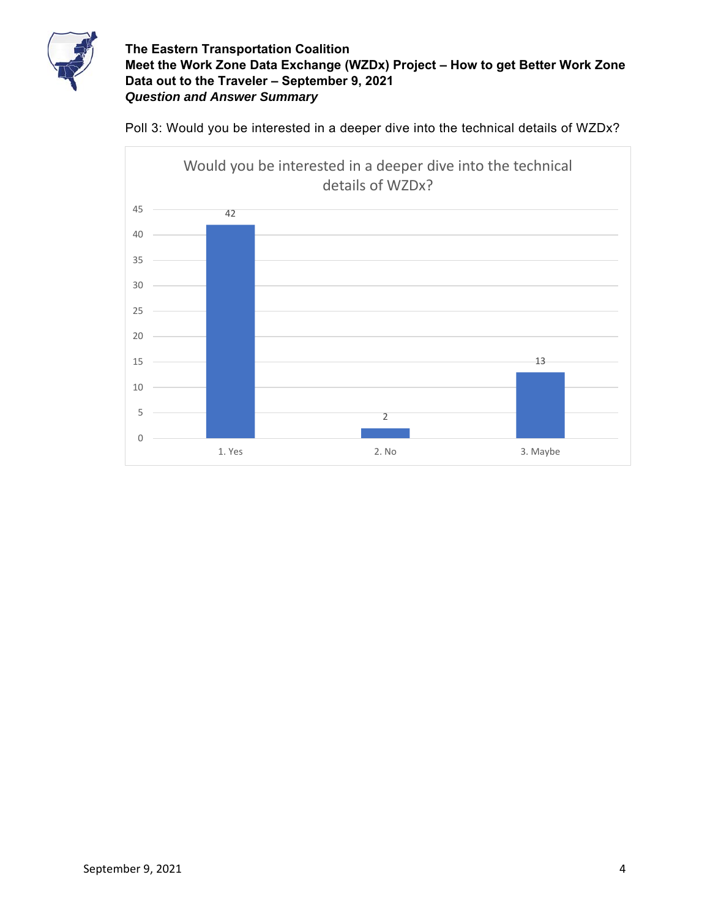Poll 3: Would you be interested in a deeper dive into the technical details of WZDx?

Would you be interested in a deeper dive into the technical details of WZDx?

45
40
35
30
25
20
15
10
5
0

42
2
13

1. Yes
2. No
3. Maybe